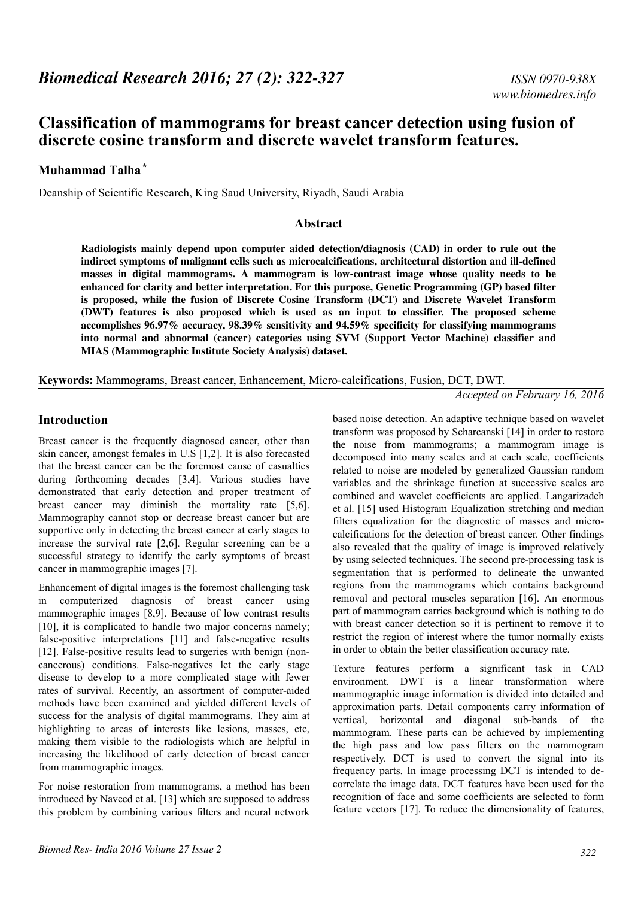# Classification of mammograms for breast cancer detection using fusion of discrete cosine transform and discrete wavelet transform features.

**Muhammad Talha** *

Deanship of Scientific Research, King Saud University, Riyadh, Saudi Arabia

## Abstract

**Radiologists mainly depend upon computer aided detection/diagnosis (CAD) in order to rule out the indirect symptoms of malignant cells such as microcalcifications, architectural distortion and ill-defined masses in digital mammograms. A mammogram is low-contrast image whose quality needs to be enhanced for clarity and better interpretation. For this purpose, Genetic Programming (GP) based filter is proposed, while the fusion of Discrete Cosine Transform (DCT) and Discrete Wavelet Transform (DWT) features is also proposed which is used as an input to classifier. The proposed scheme accomplishes 96.97% accuracy, 98.39% sensitivity and 94.59% specificity for classifying mammograms into normal and abnormal (cancer) categories using SVM (Support Vector Machine) classifier and MIAS (Mammographic Institute Society Analysis) dataset.**

**Keywords:** Mammograms, Breast cancer, Enhancement, Micro-calcifications, Fusion, DCT, DWT.

*Accepted on February 16, 2016*

## Introduction

Breast cancer is the frequently diagnosed cancer, other than skin cancer, amongst females in U.S [1,2]. It is also forecasted that the breast cancer can be the foremost cause of casualties during forthcoming decades [3,4]. Various studies have demonstrated that early detection and proper treatment of breast cancer may diminish the mortality rate [5,6]. Mammography cannot stop or decrease breast cancer but are supportive only in detecting the breast cancer at early stages to increase the survival rate [2,6]. Regular screening can be a successful strategy to identify the early symptoms of breast cancer in mammographic images [7].

Enhancement of digital images is the foremost challenging task in computerized diagnosis of breast cancer using mammographic images [8,9]. Because of low contrast results [10], it is complicated to handle two major concerns namely; false-positive interpretations [11] and false-negative results [12]. False-positive results lead to surgeries with benign (non-cancerous) conditions. False-negatives let the early stage disease to develop to a more complicated stage with fewer rates of survival. Recently, an assortment of computer-aided methods have been examined and yielded different levels of success for the analysis of digital mammograms. They aim at highlighting to areas of interests like lesions, masses, etc, making them visible to the radiologists which are helpful in increasing the likelihood of early detection of breast cancer from mammographic images.

For noise restoration from mammograms, a method has been introduced by Naveed et al. [13] which are supposed to address this problem by combining various filters and neural network based noise detection. An adaptive technique based on wavelet transform was proposed by Scharcanski [14] in order to restore the noise from mammograms; a mammogram image is decomposed into many scales and at each scale, coefficients related to noise are modeled by generalized Gaussian random variables and the shrinkage function at successive scales are combined and wavelet coefficients are applied. Langarizadeh et al. [15] used Histogram Equalization stretching and median filters equalization for the diagnostic of masses and micro-calcifications for the detection of breast cancer. Other findings also revealed that the quality of image is improved relatively by using selected techniques. The second pre-processing task is segmentation that is performed to delineate the unwanted regions from the mammograms which contains background removal and pectoral muscles separation [16]. An enormous part of mammogram carries background which is nothing to do with breast cancer detection so it is pertinent to remove it to restrict the region of interest where the tumor normally exists in order to obtain the better classification accuracy rate.

Texture features perform a significant task in CAD environment. DWT is a linear transformation where mammographic image information is divided into detailed and approximation parts. Detail components carry information of vertical, horizontal and diagonal sub-bands of the mammogram. These parts can be achieved by implementing the high pass and low pass filters on the mammogram respectively. DCT is used to convert the signal into its frequency parts. In image processing DCT is intended to de-correlate the image data. DCT features have been used for the recognition of face and some coefficients are selected to form feature vectors [17]. To reduce the dimensionality of features,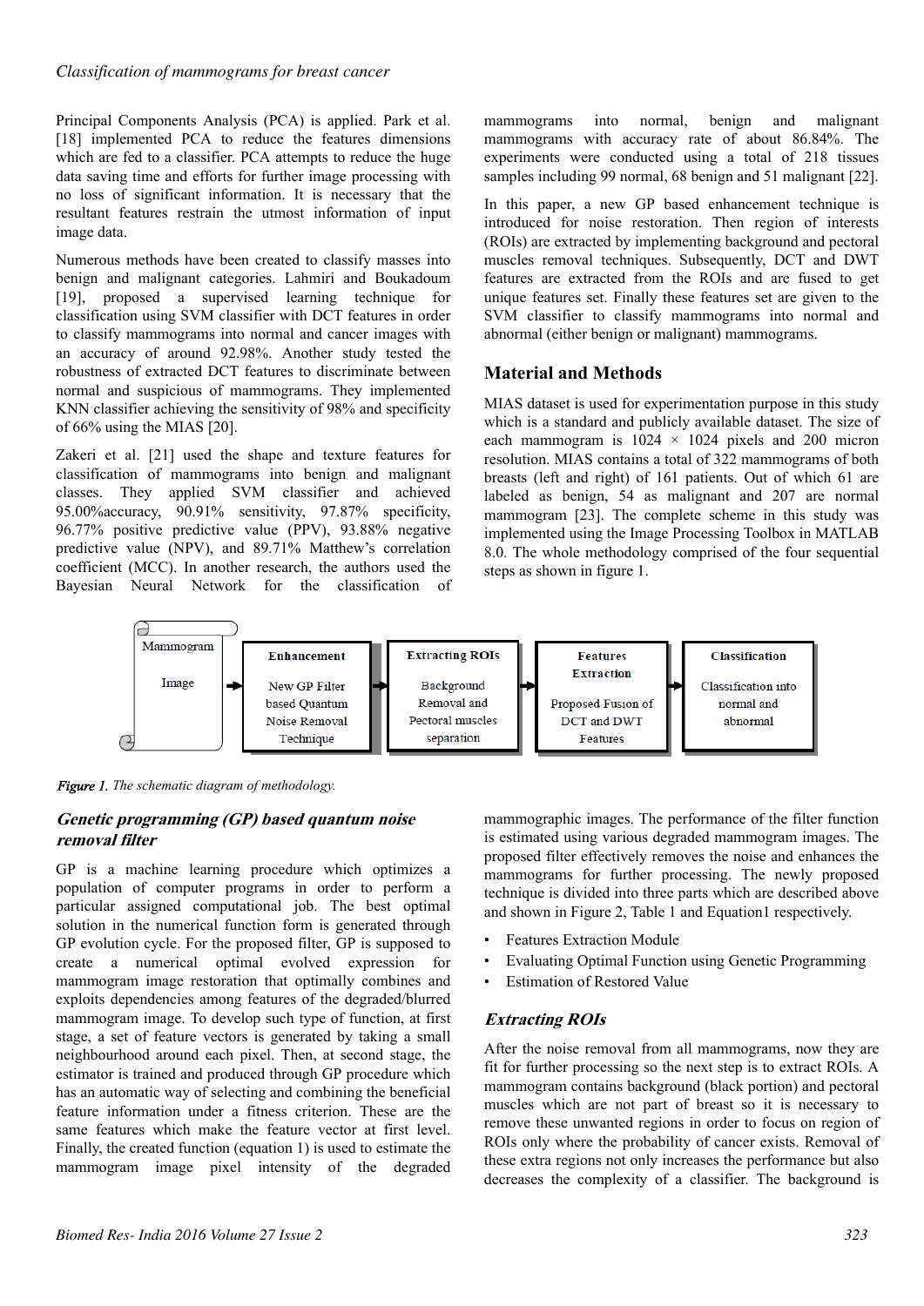Principal Components Analysis (PCA) is applied. Park et al. [18] implemented PCA to reduce the features dimensions which are fed to a classifier. PCA attempts to reduce the huge data saving time and efforts for further image processing with no loss of significant information. It is necessary that the resultant features restrain the utmost information of input image data.

Numerous methods have been created to classify masses into benign and malignant categories. Lahmiri and Boukadoum [19], proposed a supervised learning technique for classification using SVM classifier with DCT features in order to classify mammograms into normal and cancer images with an accuracy of around 92.98%. Another study tested the robustness of extracted DCT features to discriminate between normal and suspicious of mammograms. They implemented KNN classifier achieving the sensitivity of 98% and specificity of 66% using the MIAS [20].

Zakeri et al. [21] used the shape and texture features for classification of mammograms into benign and malignant classes. They applied SVM classifier and achieved 95.00%accuracy, 90.91% sensitivity, 97.87% specificity, 96.77% positive predictive value (PPV), 93.88% negative predictive value (NPV), and 89.71% Matthew's correlation coefficient (MCC). In another research, the authors used the Bayesian Neural Network for the classification of mammograms into normal, benign and malignant mammograms with accuracy rate of about 86.84%. The experiments were conducted using a total of 218 tissues samples including 99 normal, 68 benign and 51 malignant [22].

In this paper, a new GP based enhancement technique is introduced for noise restoration. Then region of interests (ROIs) are extracted by implementing background and pectoral muscles removal techniques. Subsequently, DCT and DWT features are extracted from the ROIs and are fused to get unique features set. Finally these features set are given to the SVM classifier to classify mammograms into normal and abnormal (either benign or malignant) mammograms.

## Material and Methods

MIAS dataset is used for experimentation purpose in this study which is a standard and publicly available dataset. The size of each mammogram is 1024 × 1024 pixels and 200 micron resolution. MIAS contains a total of 322 mammograms of both breasts (left and right) of 161 patients. Out of which 61 are labeled as benign, 54 as malignant and 207 are normal mammogram [23]. The complete scheme in this study was implemented using the Image Processing Toolbox in MATLAB 8.0. The whole methodology comprised of the four sequential steps as shown in figure 1.

Mammogram Image → **Enhancement**: New GP Filter based Quantum Noise Removal Technique → **Extracting ROIs**: Background Removal and Pectoral muscles separation → **Features Extraction**: Proposed Fusion of DCT and DWT Features → **Classification**: Classification into normal and abnormal

*Figure 1. The schematic diagram of methodology.*

### *Genetic programming (GP) based quantum noise removal filter*

GP is a machine learning procedure which optimizes a population of computer programs in order to perform a particular assigned computational job. The best optimal solution in the numerical function form is generated through GP evolution cycle. For the proposed filter, GP is supposed to create a numerical optimal evolved expression for mammogram image restoration that optimally combines and exploits dependencies among features of the degraded/blurred mammogram image. To develop such type of function, at first stage, a set of feature vectors is generated by taking a small neighbourhood around each pixel. Then, at second stage, the estimator is trained and produced through GP procedure which has an automatic way of selecting and combining the beneficial feature information under a fitness criterion. These are the same features which make the feature vector at first level. Finally, the created function (equation 1) is used to estimate the mammogram image pixel intensity of the degraded mammographic images. The performance of the filter function is estimated using various degraded mammogram images. The proposed filter effectively removes the noise and enhances the mammograms for further processing. The newly proposed technique is divided into three parts which are described above and shown in Figure 2, Table 1 and Equation1 respectively.

- Features Extraction Module
- Evaluating Optimal Function using Genetic Programming
- Estimation of Restored Value

### *Extracting ROIs*

After the noise removal from all mammograms, now they are fit for further processing so the next step is to extract ROIs. A mammogram contains background (black portion) and pectoral muscles which are not part of breast so it is necessary to remove these unwanted regions in order to focus on region of ROIs only where the probability of cancer exists. Removal of these extra regions not only increases the performance but also decreases the complexity of a classifier. The background is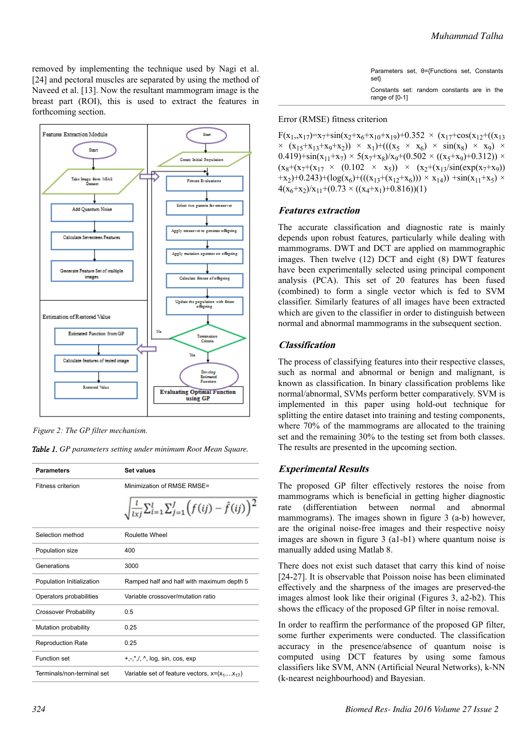removed by implementing the technique used by Nagi et al. [24] and pectoral muscles are separated by using the method of Naveed et al. [13]. Now the resultant mammogram image is the breast part (ROI), this is used to extract the features in forthcoming section.

Figure 2: The GP filter mechanism.

*Table 1. GP parameters setting under minimum Root Mean Square.*

| Parameters | Set values |
|---|---|
| Fitness criterion | Minimization of RMSE RMSE= $\sqrt{\frac{1}{Ixj}\sum_{i=1}^{I}\sum_{j=1}^{J}\left(f(ij)-\hat{f}(ij)\right)^2}$ |
| Selection method | Roulette Wheel |
| Population size | 400 |
| Generations | 3000 |
| Population Initialization | Ramped half and half with maximum depth 5 |
| Operators probabilities | Variable crossover/mutation ratio |
| Crossover Probability | 0.5 |
| Mutation probability | 0.25 |
| Reproduction Rate | 0.25 |
| Function set | +,-,*,/, ^, log, sin, cos, exp |
| Terminals/non-terminal set | Variable set of feature vectors, x=($x_1$,...$x_{17}$) |
| Parameters set, θ={Functions set, Constants set} | |
| Constants set: random constants are in the range of [0-1] | |

Error (RMSE) fitness criterion

$F(x_1,,x_{17})=x_7+\sin(x_2+x_6+x_{10}+x_{19})+0.352 \times (x_{17}+\cos(x_{12}+((x_{13} \times (x_{15}+x_{13}+x_9+x_2)) \times x_1)+(((x_5 \times x_6) \times \sin(x_8) \times x_9) \times 0.419)+\sin(x_{11}+x_7) \times 5(x_7+x_8)/x_9+(0.502 \times ((x_5+x_9)+0.312)) \times (x_8+(x_7+(x_{17} \times (0.102 \times x_5)) \times (x_2+(x_{13}/\sin(\exp(x_7+x_9)) +x_2)+0.243)+(\log(x_6)+(((x_{13}+(x_{12}+x_6))) \times x_{14})) +\sin(x_{11}+x_5) \times 4(x_6+x_2)/x_{11}+(0.73 \times ((x_4+x_1)+0.816))$(1)

### *Features extraction*

The accurate classification and diagnostic rate is mainly depends upon robust features, particularly while dealing with mammograms. DWT and DCT are applied on mammographic images. Then twelve (12) DCT and eight (8) DWT features have been experimentally selected using principal component analysis (PCA). This set of 20 features has been fused (combined) to form a single vector which is fed to SVM classifier. Similarly features of all images have been extracted which are given to the classifier in order to distinguish between normal and abnormal mammograms in the subsequent section.

### *Classification*

The process of classifying features into their respective classes, such as normal and abnormal or benign and malignant, is known as classification. In binary classification problems like normal/abnormal, SVMs perform better comparatively. SVM is implemented in this paper using hold-out technique for splitting the entire dataset into training and testing components, where 70% of the mammograms are allocated to the training set and the remaining 30% to the testing set from both classes. The results are presented in the upcoming section.

## *Experimental Results*

The proposed GP filter effectively restores the noise from mammograms which is beneficial in getting higher diagnostic rate (differentiation between normal and abnormal mammograms). The images shown in figure 3 (a-b) however, are the original noise-free images and their respective noisy images are shown in figure 3 (a1-b1) where quantum noise is manually added using Matlab 8.

There does not exist such dataset that carry this kind of noise [24-27]. It is observable that Poisson noise has been eliminated effectively and the sharpness of the images are preserved-the images almost look like their original (Figures 3, a2-b2). This shows the efficacy of the proposed GP filter in noise removal.

In order to reaffirm the performance of the proposed GP filter, some further experiments were conducted. The classification accuracy in the presence/absence of quantum noise is computed using DCT features by using some famous classifiers like SVM, ANN (Artificial Neural Networks), k-NN (k-nearest neighbourhood) and Bayesian.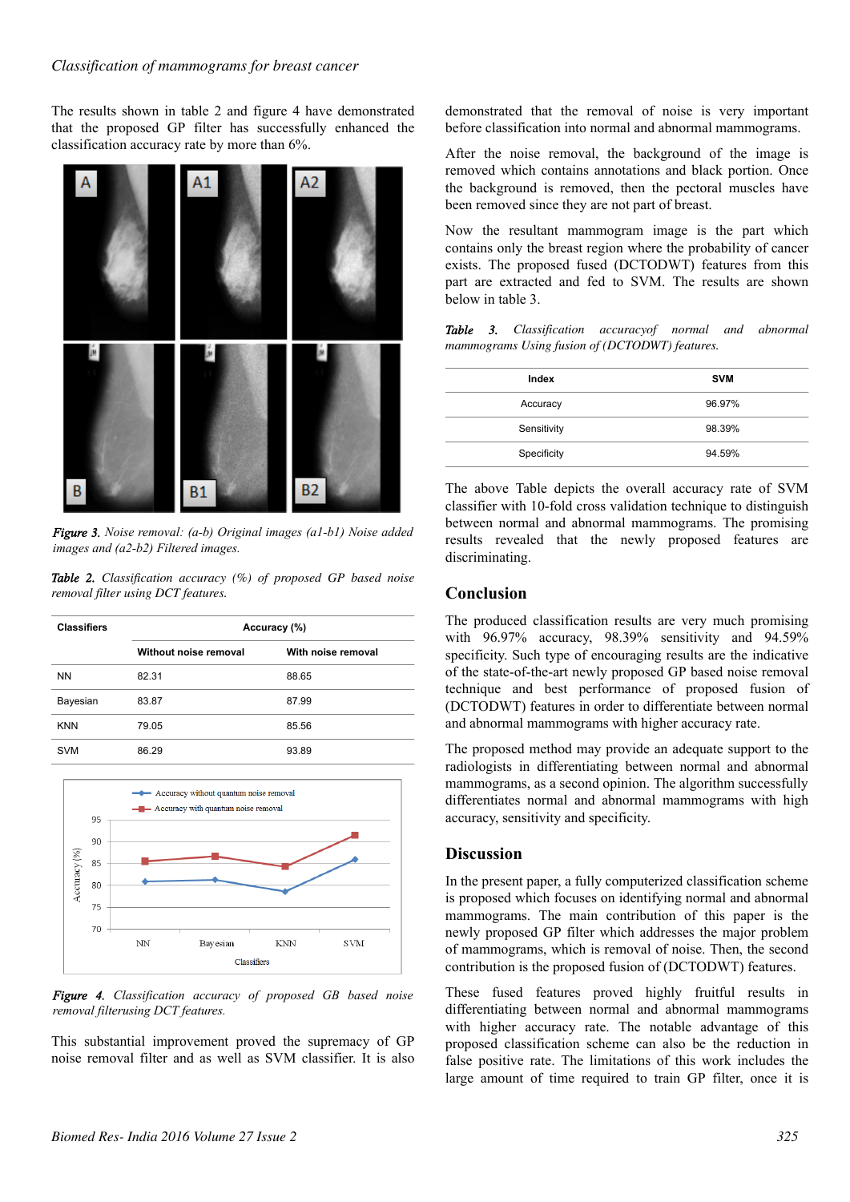The results shown in table 2 and figure 4 have demonstrated that the proposed GP filter has successfully enhanced the classification accuracy rate by more than 6%.

***Figure 3.*** *Noise removal: (a-b) Original images (a1-b1) Noise added images and (a2-b2) Filtered images.*

***Table 2.*** *Classification accuracy (%) of proposed GP based noise removal filter using DCT features.*

| Classifiers | Accuracy (%) | |
|---|---|---|
| | Without noise removal | With noise removal |
| NN | 82.31 | 88.65 |
| Bayesian | 83.87 | 87.99 |
| KNN | 79.05 | 85.56 |
| SVM | 86.29 | 93.89 |

***Figure 4.*** *Classification accuracy of proposed GB based noise removal filterusing DCT features.*

This substantial improvement proved the supremacy of GP noise removal filter and as well as SVM classifier. It is also demonstrated that the removal of noise is very important before classification into normal and abnormal mammograms.

After the noise removal, the background of the image is removed which contains annotations and black portion. Once the background is removed, then the pectoral muscles have been removed since they are not part of breast.

Now the resultant mammogram image is the part which contains only the breast region where the probability of cancer exists. The proposed fused (DCTODWT) features from this part are extracted and fed to SVM. The results are shown below in table 3.

***Table 3.*** *Classification accuracyof normal and abnormal mammograms Using fusion of (DCTODWT) features.*

| Index | SVM |
|---|---|
| Accuracy | 96.97% |
| Sensitivity | 98.39% |
| Specificity | 94.59% |

The above Table depicts the overall accuracy rate of SVM classifier with 10-fold cross validation technique to distinguish between normal and abnormal mammograms. The promising results revealed that the newly proposed features are discriminating.

## Conclusion

The produced classification results are very much promising with 96.97% accuracy, 98.39% sensitivity and 94.59% specificity. Such type of encouraging results are the indicative of the state-of-the-art newly proposed GP based noise removal technique and best performance of proposed fusion of (DCTODWT) features in order to differentiate between normal and abnormal mammograms with higher accuracy rate.

The proposed method may provide an adequate support to the radiologists in differentiating between normal and abnormal mammograms, as a second opinion. The algorithm successfully differentiates normal and abnormal mammograms with high accuracy, sensitivity and specificity.

## Discussion

In the present paper, a fully computerized classification scheme is proposed which focuses on identifying normal and abnormal mammograms. The main contribution of this paper is the newly proposed GP filter which addresses the major problem of mammograms, which is removal of noise. Then, the second contribution is the proposed fusion of (DCTODWT) features.

These fused features proved highly fruitful results in differentiating between normal and abnormal mammograms with higher accuracy rate. The notable advantage of this proposed classification scheme can also be the reduction in false positive rate. The limitations of this work includes the large amount of time required to train GP filter, once it is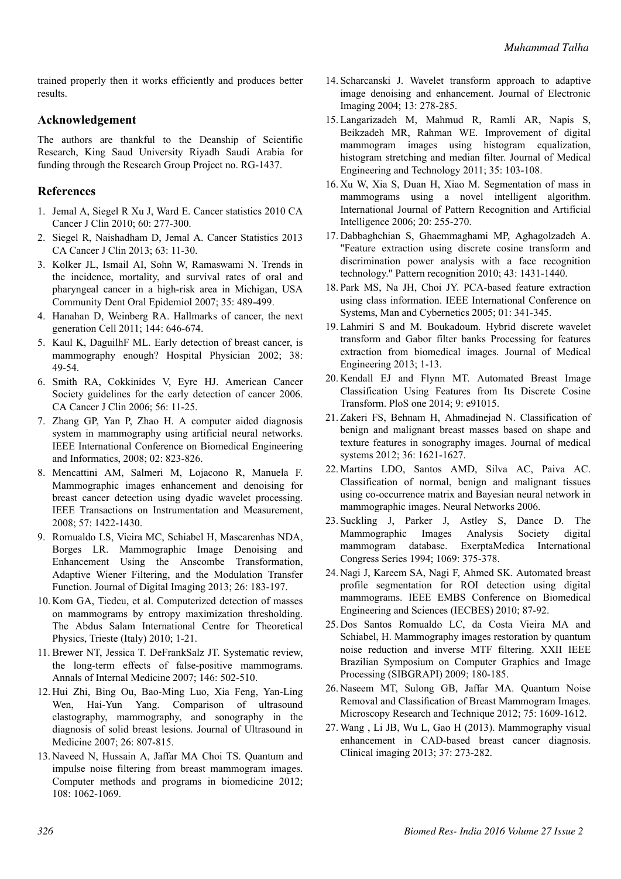trained properly then it works efficiently and produces better results.

## Acknowledgement

The authors are thankful to the Deanship of Scientific Research, King Saud University Riyadh Saudi Arabia for funding through the Research Group Project no. RG-1437.

## References

1. Jemal A, Siegel R Xu J, Ward E. Cancer statistics 2010 CA Cancer J Clin 2010; 60: 277-300.
2. Siegel R, Naishadham D, Jemal A. Cancer Statistics 2013 CA Cancer J Clin 2013; 63: 11-30.
3. Kolker JL, Ismail AI, Sohn W, Ramaswami N. Trends in the incidence, mortality, and survival rates of oral and pharyngeal cancer in a high-risk area in Michigan, USA Community Dent Oral Epidemiol 2007; 35: 489-499.
4. Hanahan D, Weinberg RA. Hallmarks of cancer, the next generation Cell 2011; 144: 646-674.
5. Kaul K, DaguilhF ML. Early detection of breast cancer, is mammography enough? Hospital Physician 2002; 38: 49-54.
6. Smith RA, Cokkinides V, Eyre HJ. American Cancer Society guidelines for the early detection of cancer 2006. CA Cancer J Clin 2006; 56: 11-25.
7. Zhang GP, Yan P, Zhao H. A computer aided diagnosis system in mammography using artificial neural networks. IEEE International Conference on Biomedical Engineering and Informatics, 2008; 02: 823-826.
8. Mencattini AM, Salmeri M, Lojacono R, Manuela F. Mammographic images enhancement and denoising for breast cancer detection using dyadic wavelet processing. IEEE Transactions on Instrumentation and Measurement, 2008; 57: 1422-1430.
9. Romualdo LS, Vieira MC, Schiabel H, Mascarenhas NDA, Borges LR. Mammographic Image Denoising and Enhancement Using the Anscombe Transformation, Adaptive Wiener Filtering, and the Modulation Transfer Function. Journal of Digital Imaging 2013; 26: 183-197.
10. Kom GA, Tiedeu, et al. Computerized detection of masses on mammograms by entropy maximization thresholding. The Abdus Salam International Centre for Theoretical Physics, Trieste (Italy) 2010; 1-21.
11. Brewer NT, Jessica T. DeFrankSalz JT. Systematic review, the long-term effects of false-positive mammograms. Annals of Internal Medicine 2007; 146: 502-510.
12. Hui Zhi, Bing Ou, Bao-Ming Luo, Xia Feng, Yan-Ling Wen, Hai-Yun Yang. Comparison of ultrasound elastography, mammography, and sonography in the diagnosis of solid breast lesions. Journal of Ultrasound in Medicine 2007; 26: 807-815.
13. Naveed N, Hussain A, Jaffar MA Choi TS. Quantum and impulse noise filtering from breast mammogram images. Computer methods and programs in biomedicine 2012; 108: 1062-1069.
14. Scharcanski J. Wavelet transform approach to adaptive image denoising and enhancement. Journal of Electronic Imaging 2004; 13: 278-285.
15. Langarizadeh M, Mahmud R, Ramli AR, Napis S, Beikzadeh MR, Rahman WE. Improvement of digital mammogram images using histogram equalization, histogram stretching and median filter. Journal of Medical Engineering and Technology 2011; 35: 103-108.
16. Xu W, Xia S, Duan H, Xiao M. Segmentation of mass in mammograms using a novel intelligent algorithm. International Journal of Pattern Recognition and Artificial Intelligence 2006; 20: 255-270.
17. Dabbaghchian S, Ghaemmaghami MP, Aghagolzadeh A. "Feature extraction using discrete cosine transform and discrimination power analysis with a face recognition technology." Pattern recognition 2010; 43: 1431-1440.
18. Park MS, Na JH, Choi JY. PCA-based feature extraction using class information. IEEE International Conference on Systems, Man and Cybernetics 2005; 01: 341-345.
19. Lahmiri S and M. Boukadoum. Hybrid discrete wavelet transform and Gabor filter banks Processing for features extraction from biomedical images. Journal of Medical Engineering 2013; 1-13.
20. Kendall EJ and Flynn MT. Automated Breast Image Classification Using Features from Its Discrete Cosine Transform. PloS one 2014; 9: e91015.
21. Zakeri FS, Behnam H, Ahmadinejad N. Classification of benign and malignant breast masses based on shape and texture features in sonography images. Journal of medical systems 2012; 36: 1621-1627.
22. Martins LDO, Santos AMD, Silva AC, Paiva AC. Classification of normal, benign and malignant tissues using co-occurrence matrix and Bayesian neural network in mammographic images. Neural Networks 2006.
23. Suckling J, Parker J, Astley S, Dance D. The Mammographic Images Analysis Society digital mammogram database. ExerptaMedica International Congress Series 1994; 1069: 375-378.
24. Nagi J, Kareem SA, Nagi F, Ahmed SK. Automated breast profile segmentation for ROI detection using digital mammograms. IEEE EMBS Conference on Biomedical Engineering and Sciences (IECBES) 2010; 87-92.
25. Dos Santos Romualdo LC, da Costa Vieira MA and Schiabel, H. Mammography images restoration by quantum noise reduction and inverse MTF filtering. XXII IEEE Brazilian Symposium on Computer Graphics and Image Processing (SIBGRAPI) 2009; 180-185.
26. Naseem MT, Sulong GB, Jaffar MA. Quantum Noise Removal and Classification of Breast Mammogram Images. Microscopy Research and Technique 2012; 75: 1609-1612.
27. Wang , Li JB, Wu L, Gao H (2013). Mammography visual enhancement in CAD-based breast cancer diagnosis. Clinical imaging 2013; 37: 273-282.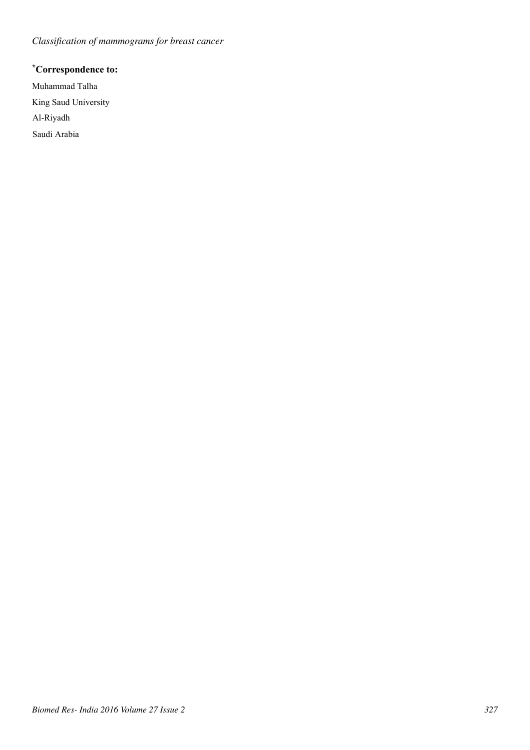*Correspondence to:

Muhammad Talha

King Saud University

Al-Riyadh

Saudi Arabia